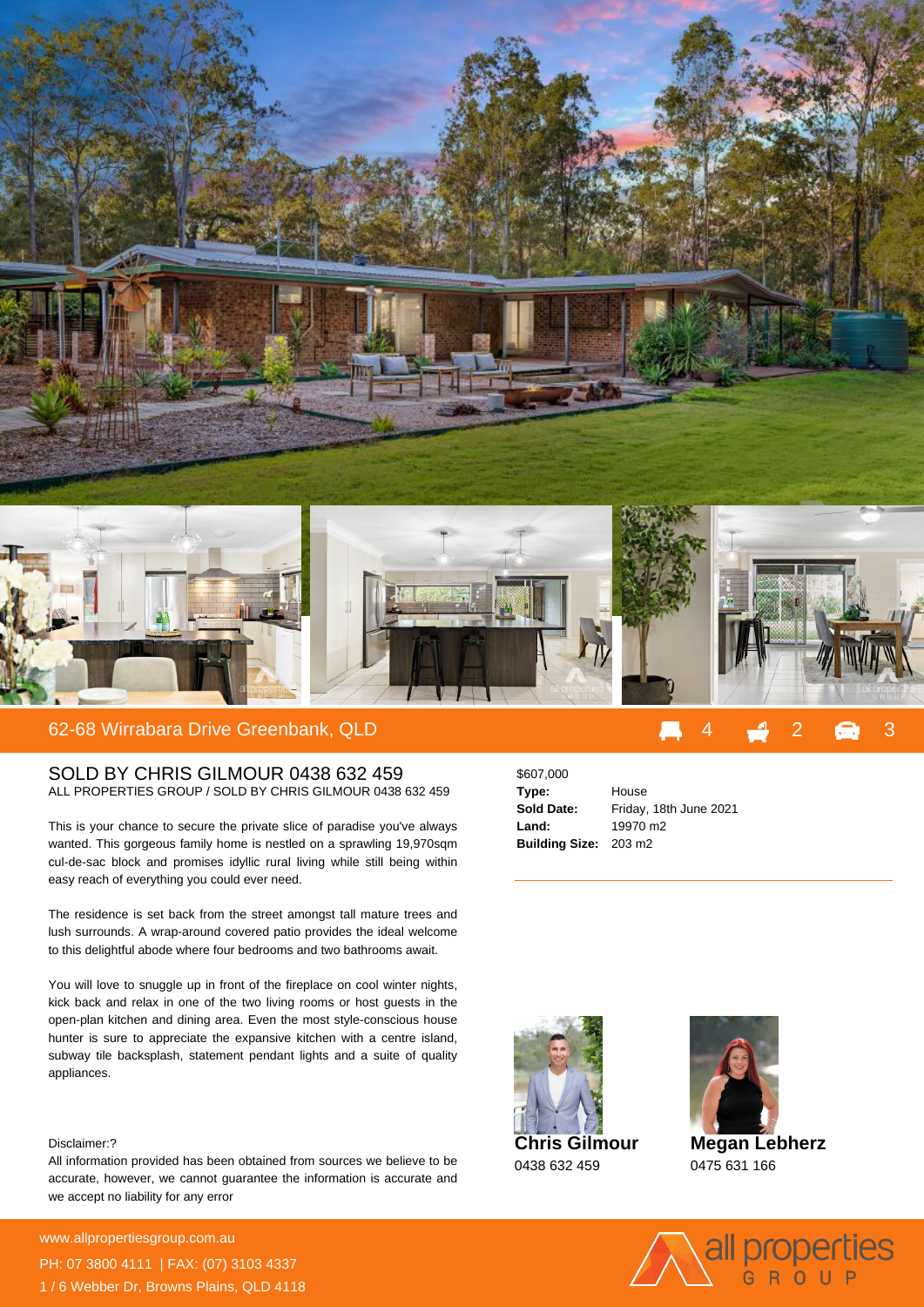## 62-68 Wirrabara Drive Greenbank, QLD

4 2 3

### SOLD BY CHRIS GILMOUR 0438 632 459

ALL PROPERTIES GROUP / SOLD BY CHRIS GILMOUR 0438 632 459

This is your chance to secure the private slice of paradise you've always wanted. This gorgeous family home is nestled on a sprawling 19,970sqm cul-de-sac block and promises idyllic rural living while still being within easy reach of everything you could ever need.

The residence is set back from the street amongst tall mature trees and lush surrounds. A wrap-around covered patio provides the ideal welcome to this delightful abode where four bedrooms and two bathrooms await.

You will love to snuggle up in front of the fireplace on cool winter nights, kick back and relax in one of the two living rooms or host guests in the open-plan kitchen and dining area. Even the most style-conscious house hunter is sure to appreciate the expansive kitchen with a centre island, subway tile backsplash, statement pendant lights and a suite of quality appliances.

$607,000

| | |
|---|---|
| **Type:** | House |
| **Sold Date:** | Friday, 18th June 2021 |
| **Land:** | 19970 m2 |
| **Building Size:** | 203 m2 |

Disclaimer:?

All information provided has been obtained from sources we believe to be accurate, however, we cannot guarantee the information is accurate and we accept no liability for any error

**Chris Gilmour**
0438 632 459

**Megan Lebherz**
0475 631 166

www.allpropertiesgroup.com.au

PH: 07 3800 4111 | FAX: (07) 3103 4337

1 / 6 Webber Dr, Browns Plains, QLD 4118

all properties GROUP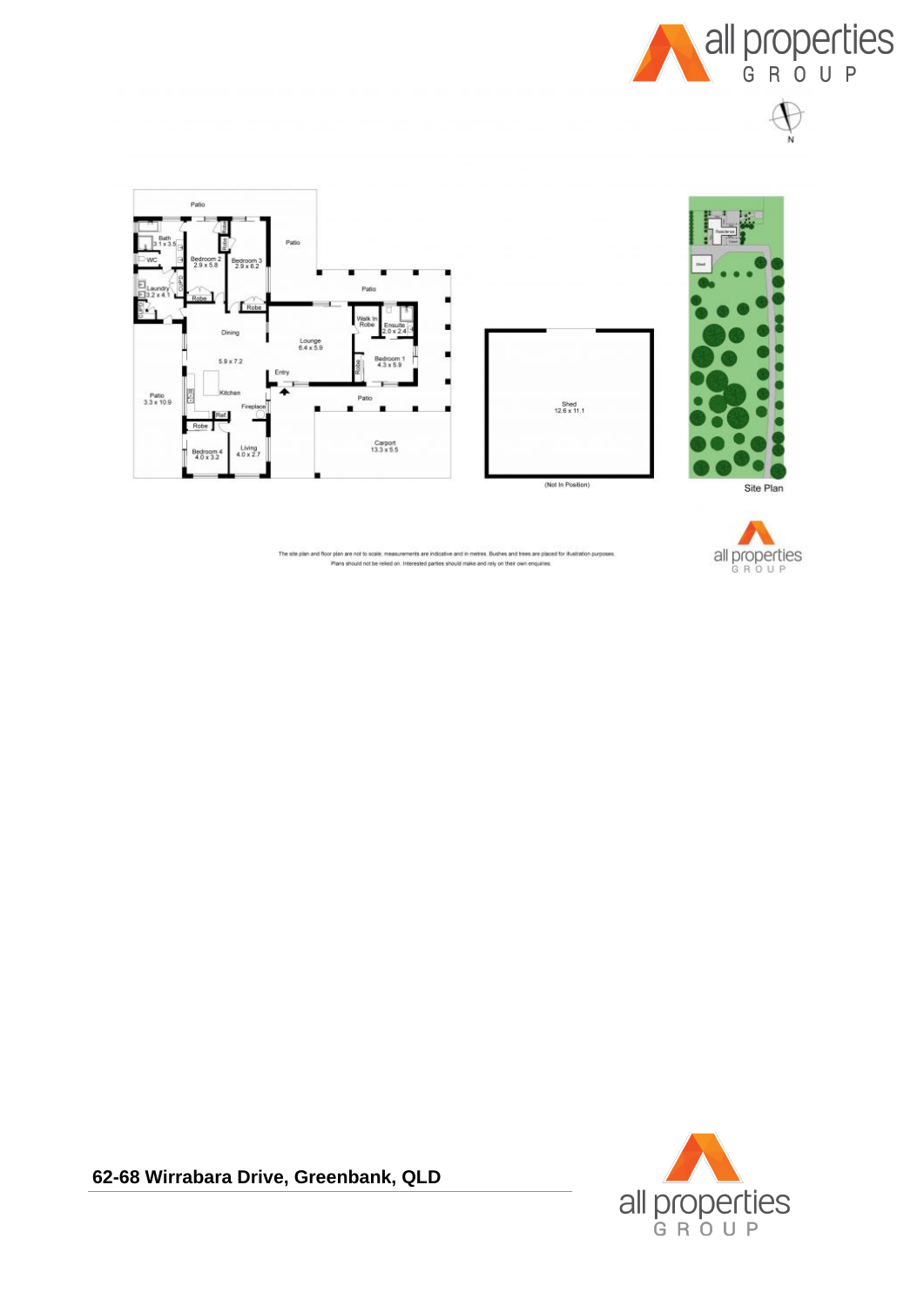Patio

Bath
3.1 x 3.5

WC

Laundry
3.2 x 4.1

Bedroom 2
2.9 x 5.8

Bedroom 3
2.9 x 6.2

Robe

Robe

Patio

Patio

Walk In Robe

Ensuite
2.0 x 2.4

Dining

Lounge
6.4 x 5.9

Bedroom 1
4.3 x 5.9

5.9 x 7.2

Entry

Robe

Kitchen

Patio
3.3 x 10.9

Fireplace

Ref

Patio

Robe

Bedroom 4
4.0 x 3.2

Living
4.0 x 2.7

Carport
13.3 x 5.5

Shed
12.6 x 11.1

(Not In Position)

Site Plan

N

The site plan and floor plan are not to scale; measurements are indicative and in metres. Bushes and trees are placed for illustration purposes. Plans should not be relied on. Interested parties should make and rely on their own enquiries.

**62-68 Wirrabara Drive, Greenbank, QLD**